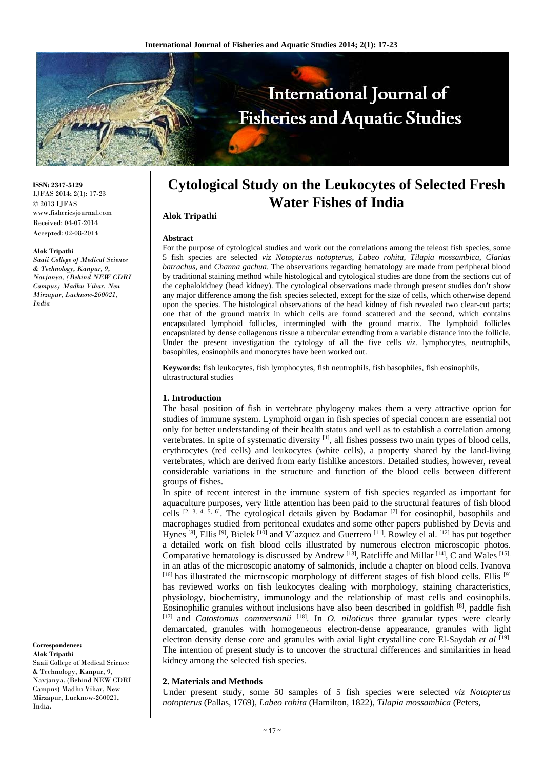ISSN: 2347-5129
IJFAS 2014; 2(1): 17-23
© 2013 IJFAS
www.fisheriesjournal.com
Received: 04-07-2014
Accepted: 02-08-2014

**Alok Tripathi**
*Saaii College of Medical Science & Technology, Kanpur, 9, Navjanya, (Behind NEW CDRI Campus) Madhu Vihar, New Mirzapur, Lucknow-260021, India*

**Correspondence:**
**Alok Tripathi**
Saaii College of Medical Science & Technology, Kanpur, 9, Navjanya, (Behind NEW CDRI Campus) Madhu Vihar, New Mirzapur, Lucknow-260021, India.

# Cytological Study on the Leukocytes of Selected Fresh Water Fishes of India

**Alok Tripathi**

**Abstract**

For the purpose of cytological studies and work out the correlations among the teleost fish species, some 5 fish species are selected *viz Notopterus notopterus*, *Labeo rohita*, *Tilapia mossambica*, *Clarias batrachus*, and *Channa gachua*. The observations regarding hematology are made from peripheral blood by traditional staining method while histological and cytological studies are done from the sections cut of the cephalokidney (head kidney). The cytological observations made through present studies don't show any major difference among the fish species selected, except for the size of cells, which otherwise depend upon the species. The histological observations of the head kidney of fish revealed two clear-cut parts; one that of the ground matrix in which cells are found scattered and the second, which contains encapsulated lymphoid follicles, intermingled with the ground matrix. The lymphoid follicles encapsulated by dense collagenous tissue a tubercular extending from a variable distance into the follicle. Under the present investigation the cytology of all the five cells *viz.* lymphocytes, neutrophils, basophiles, eosinophils and monocytes have been worked out.

**Keywords:** fish leukocytes, fish lymphocytes, fish neutrophils, fish basophiles, fish eosinophils, ultrastructural studies

## 1. Introduction

The basal position of fish in vertebrate phylogeny makes them a very attractive option for studies of immune system. Lymphoid organ in fish species of special concern are essential not only for better understanding of their health status and well as to establish a correlation among vertebrates. In spite of systematic diversity [1], all fishes possess two main types of blood cells, erythrocytes (red cells) and leukocytes (white cells), a property shared by the land-living vertebrates, which are derived from early fishlike ancestors. Detailed studies, however, reveal considerable variations in the structure and function of the blood cells between different groups of fishes.

In spite of recent interest in the immune system of fish species regarded as important for aquaculture purposes, very little attention has been paid to the structural features of fish blood cells [2, 3, 4, 5, 6]. The cytological details given by Bodamar [7] for eosinophil, basophils and macrophages studied from peritoneal exudates and some other papers published by Devis and Hynes [8], Ellis [9], Bielek [10] and V´azquez and Guerrero [11]. Rowley el al. [12] has put together a detailed work on fish blood cells illustrated by numerous electron microscopic photos. Comparative hematology is discussed by Andrew [13], Ratcliffe and Millar [14], C and Wales [15], in an atlas of the microscopic anatomy of salmonids, include a chapter on blood cells. Ivanova [16] has illustrated the microscopic morphology of different stages of fish blood cells. Ellis [9] has reviewed works on fish leukocytes dealing with morphology, staining characteristics, physiology, biochemistry, immunology and the relationship of mast cells and eosinophils. Eosinophilic granules without inclusions have also been described in goldfish [8], paddle fish [17] and *Catostomus commersonii* [18]. In *O. niloticus* three granular types were clearly demarcated, granules with homogeneous electron-dense appearance, granules with light electron density dense core and granules with axial light crystalline core El-Saydah *et al* [19]. The intention of present study is to uncover the structural differences and similarities in head kidney among the selected fish species.

## 2. Materials and Methods

Under present study, some 50 samples of 5 fish species were selected *viz Notopterus notopterus* (Pallas, 1769), *Labeo rohita* (Hamilton, 1822), *Tilapia mossambica* (Peters,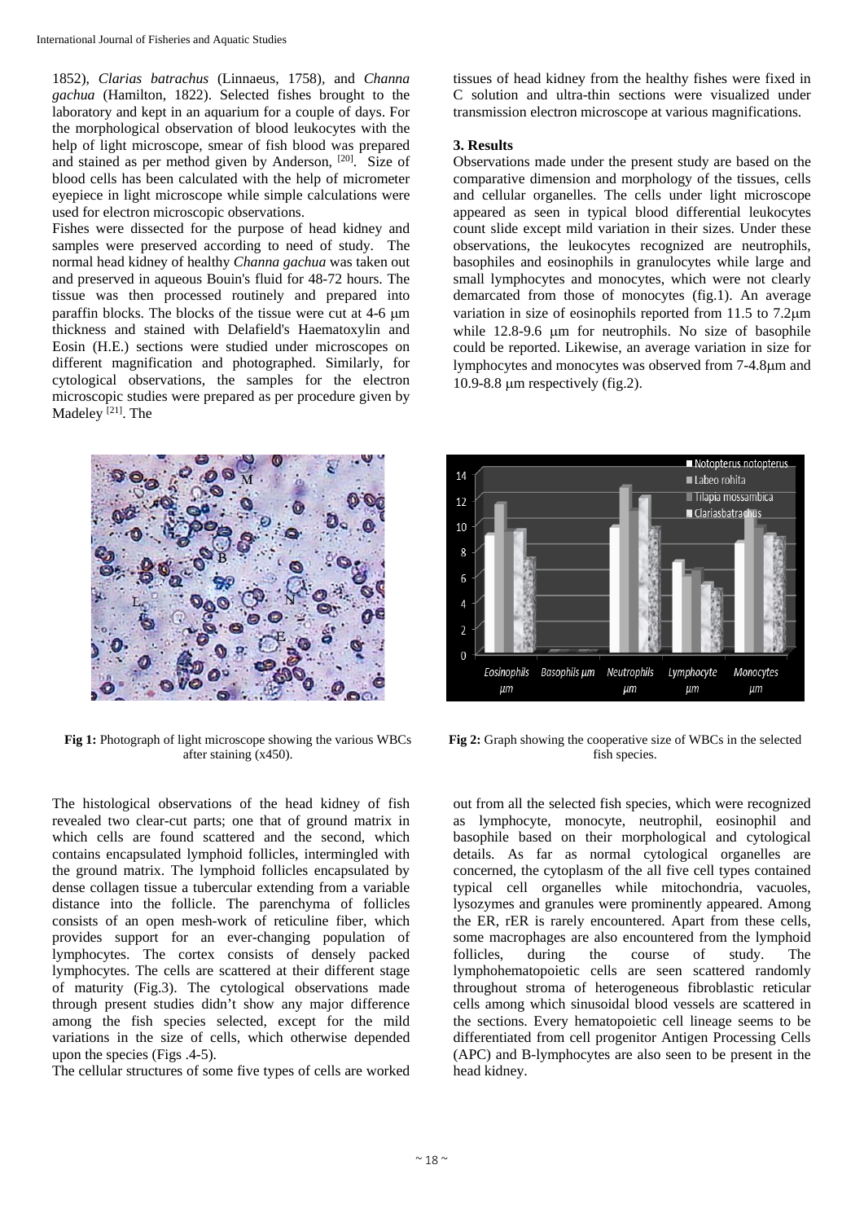1852), *Clarias batrachus* (Linnaeus, 1758), and *Channa gachua* (Hamilton, 1822). Selected fishes brought to the laboratory and kept in an aquarium for a couple of days. For the morphological observation of blood leukocytes with the help of light microscope, smear of fish blood was prepared and stained as per method given by Anderson, [20]. Size of blood cells has been calculated with the help of micrometer eyepiece in light microscope while simple calculations were used for electron microscopic observations.

Fishes were dissected for the purpose of head kidney and samples were preserved according to need of study. The normal head kidney of healthy *Channa gachua* was taken out and preserved in aqueous Bouin's fluid for 48-72 hours. The tissue was then processed routinely and prepared into paraffin blocks. The blocks of the tissue were cut at 4-6 μm thickness and stained with Delafield's Haematoxylin and Eosin (H.E.) sections were studied under microscopes on different magnification and photographed. Similarly, for cytological observations, the samples for the electron microscopic studies were prepared as per procedure given by Madeley [21]. The tissues of head kidney from the healthy fishes were fixed in C solution and ultra-thin sections were visualized under transmission electron microscope at various magnifications.

## 3. Results

Observations made under the present study are based on the comparative dimension and morphology of the tissues, cells and cellular organelles. The cells under light microscope appeared as seen in typical blood differential leukocytes count slide except mild variation in their sizes. Under these observations, the leukocytes recognized are neutrophils, basophiles and eosinophils in granulocytes while large and small lymphocytes and monocytes, which were not clearly demarcated from those of monocytes (fig.1). An average variation in size of eosinophils reported from 11.5 to 7.2μm while 12.8-9.6 μm for neutrophils. No size of basophile could be reported. Likewise, an average variation in size for lymphocytes and monocytes was observed from 7-4.8μm and 10.9-8.8 μm respectively (fig.2).

**Fig 1:** Photograph of light microscope showing the various WBCs after staining (x450).

**Fig 2:** Graph showing the cooperative size of WBCs in the selected fish species.

The histological observations of the head kidney of fish revealed two clear-cut parts; one that of ground matrix in which cells are found scattered and the second, which contains encapsulated lymphoid follicles, intermingled with the ground matrix. The lymphoid follicles encapsulated by dense collagen tissue a tubercular extending from a variable distance into the follicle. The parenchyma of follicles consists of an open mesh-work of reticuline fiber, which provides support for an ever-changing population of lymphocytes. The cortex consists of densely packed lymphocytes. The cells are scattered at their different stage of maturity (Fig.3). The cytological observations made through present studies didn't show any major difference among the fish species selected, except for the mild variations in the size of cells, which otherwise depended upon the species (Figs .4-5).

The cellular structures of some five types of cells are worked out from all the selected fish species, which were recognized as lymphocyte, monocyte, neutrophil, eosinophil and basophile based on their morphological and cytological details. As far as normal cytological organelles are concerned, the cytoplasm of the all five cell types contained typical cell organelles while mitochondria, vacuoles, lysozymes and granules were prominently appeared. Among the ER, rER is rarely encountered. Apart from these cells, some macrophages are also encountered from the lymphoid follicles, during the course of study. The lymphohematopoietic cells are seen scattered randomly throughout stroma of heterogeneous fibroblastic reticular cells among which sinusoidal blood vessels are scattered in the sections. Every hematopoietic cell lineage seems to be differentiated from cell progenitor Antigen Processing Cells (APC) and B-lymphocytes are also seen to be present in the head kidney.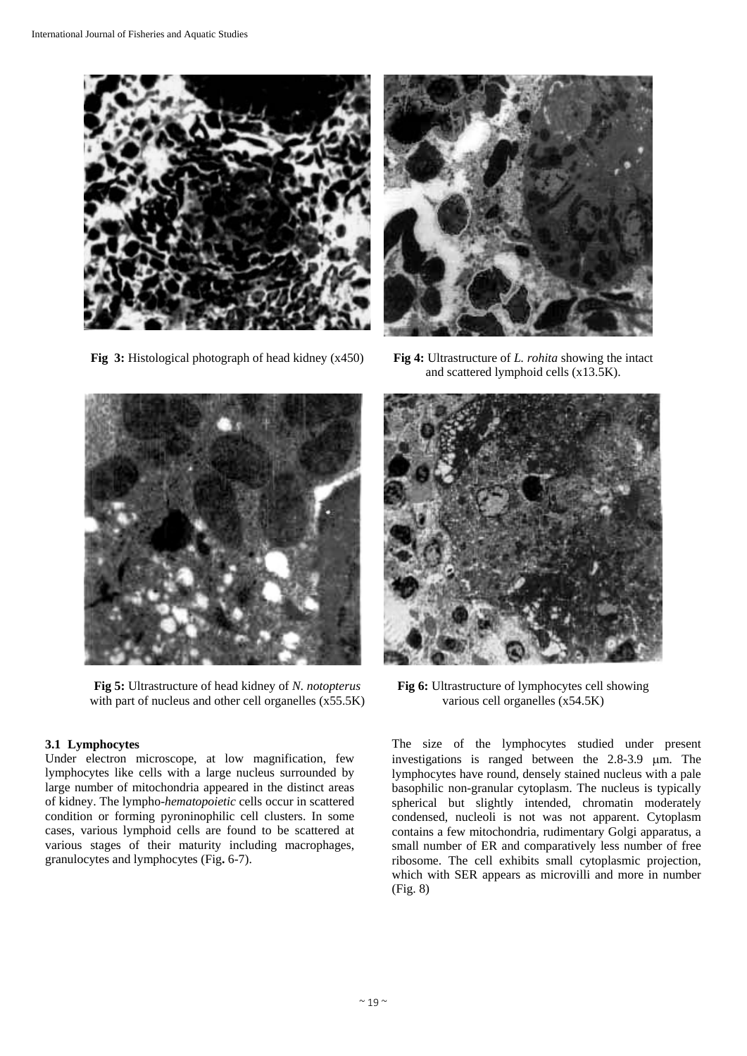**Fig 3:** Histological photograph of head kidney (x450)

**Fig 4:** Ultrastructure of *L. rohita* showing the intact and scattered lymphoid cells (x13.5K).

**Fig 5:** Ultrastructure of head kidney of *N. notopterus* with part of nucleus and other cell organelles (x55.5K)

**Fig 6:** Ultrastructure of lymphocytes cell showing various cell organelles (x54.5K)

### 3.1 Lymphocytes

Under electron microscope, at low magnification, few lymphocytes like cells with a large nucleus surrounded by large number of mitochondria appeared in the distinct areas of kidney. The lympho-*hematopoietic* cells occur in scattered condition or forming pyroninophilic cell clusters. In some cases, various lymphoid cells are found to be scattered at various stages of their maturity including macrophages, granulocytes and lymphocytes (Fig**.** 6-7).

The size of the lymphocytes studied under present investigations is ranged between the 2.8-3.9 μm. The lymphocytes have round, densely stained nucleus with a pale basophilic non-granular cytoplasm. The nucleus is typically spherical but slightly intended, chromatin moderately condensed, nucleoli is not was not apparent. Cytoplasm contains a few mitochondria, rudimentary Golgi apparatus, a small number of ER and comparatively less number of free ribosome. The cell exhibits small cytoplasmic projection, which with SER appears as microvilli and more in number (Fig. 8)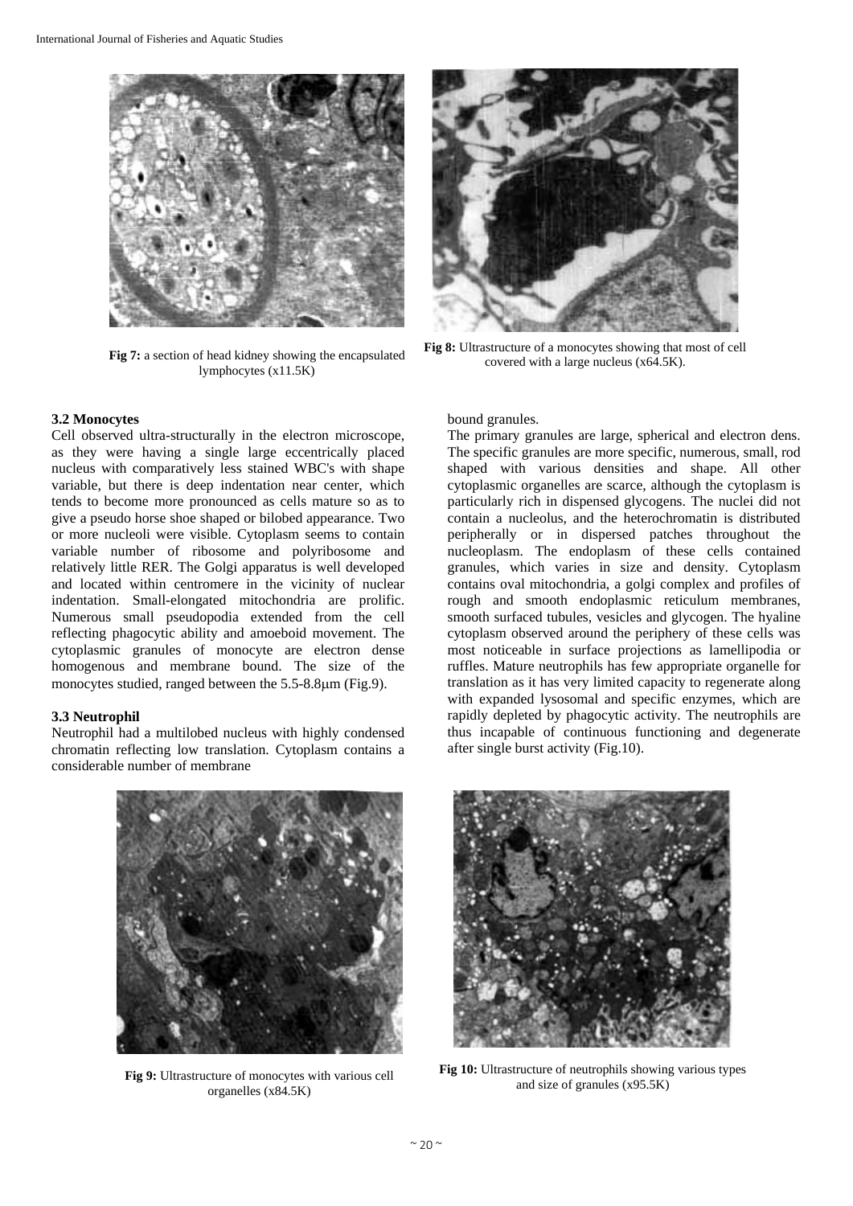Fig 7: a section of head kidney showing the encapsulated lymphocytes (x11.5K)

Fig 8: Ultrastructure of a monocytes showing that most of cell covered with a large nucleus (x64.5K).

### 3.2 Monocytes

Cell observed ultra-structurally in the electron microscope, as they were having a single large eccentrically placed nucleus with comparatively less stained WBC's with shape variable, but there is deep indentation near center, which tends to become more pronounced as cells mature so as to give a pseudo horse shoe shaped or bilobed appearance. Two or more nucleoli were visible. Cytoplasm seems to contain variable number of ribosome and polyribosome and relatively little RER. The Golgi apparatus is well developed and located within centromere in the vicinity of nuclear indentation. Small-elongated mitochondria are prolific. Numerous small pseudopodia extended from the cell reflecting phagocytic ability and amoeboid movement. The cytoplasmic granules of monocyte are electron dense homogenous and membrane bound. The size of the monocytes studied, ranged between the 5.5-8.8μm (Fig.9).

### 3.3 Neutrophil

Neutrophil had a multilobed nucleus with highly condensed chromatin reflecting low translation. Cytoplasm contains a considerable number of membrane bound granules.

The primary granules are large, spherical and electron dens. The specific granules are more specific, numerous, small, rod shaped with various densities and shape. All other cytoplasmic organelles are scarce, although the cytoplasm is particularly rich in dispensed glycogens. The nuclei did not contain a nucleolus, and the heterochromatin is distributed peripherally or in dispersed patches throughout the nucleoplasm. The endoplasm of these cells contained granules, which varies in size and density. Cytoplasm contains oval mitochondria, a golgi complex and profiles of rough and smooth endoplasmic reticulum membranes, smooth surfaced tubules, vesicles and glycogen. The hyaline cytoplasm observed around the periphery of these cells was most noticeable in surface projections as lamellipodia or ruffles. Mature neutrophils has few appropriate organelle for translation as it has very limited capacity to regenerate along with expanded lysosomal and specific enzymes, which are rapidly depleted by phagocytic activity. The neutrophils are thus incapable of continuous functioning and degenerate after single burst activity (Fig.10).

Fig 9: Ultrastructure of monocytes with various cell organelles (x84.5K)

Fig 10: Ultrastructure of neutrophils showing various types and size of granules (x95.5K)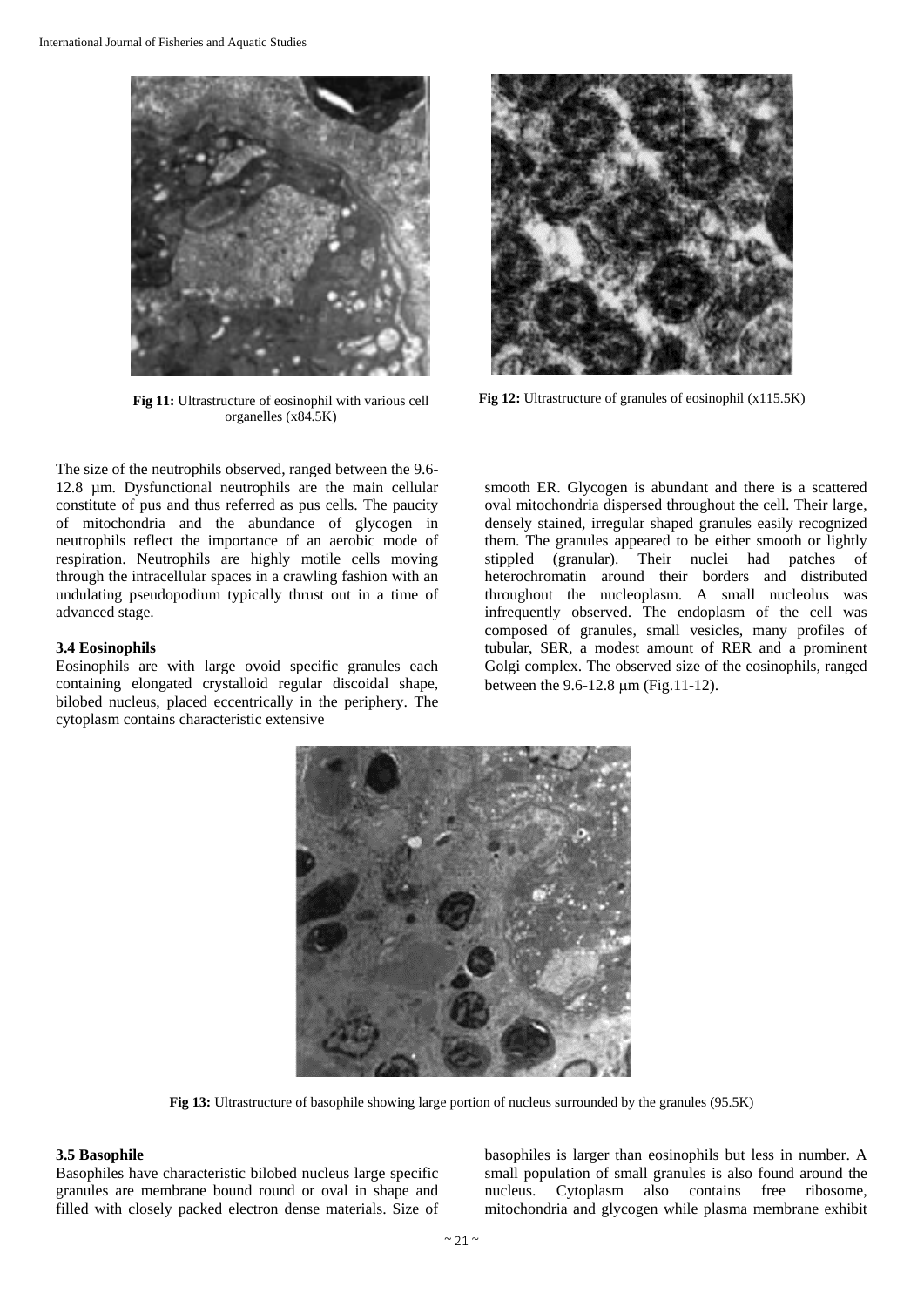Fig 11: Ultrastructure of eosinophil with various cell organelles (x84.5K)

Fig 12: Ultrastructure of granules of eosinophil (x115.5K)

The size of the neutrophils observed, ranged between the 9.6-12.8 µm. Dysfunctional neutrophils are the main cellular constitute of pus and thus referred as pus cells. The paucity of mitochondria and the abundance of glycogen in neutrophils reflect the importance of an aerobic mode of respiration. Neutrophils are highly motile cells moving through the intracellular spaces in a crawling fashion with an undulating pseudopodium typically thrust out in a time of advanced stage.

### 3.4 Eosinophils

Eosinophils are with large ovoid specific granules each containing elongated crystalloid regular discoidal shape, bilobed nucleus, placed eccentrically in the periphery. The cytoplasm contains characteristic extensive smooth ER. Glycogen is abundant and there is a scattered oval mitochondria dispersed throughout the cell. Their large, densely stained, irregular shaped granules easily recognized them. The granules appeared to be either smooth or lightly stippled (granular). Their nuclei had patches of heterochromatin around their borders and distributed throughout the nucleoplasm. A small nucleolus was infrequently observed. The endoplasm of the cell was composed of granules, small vesicles, many profiles of tubular, SER, a modest amount of RER and a prominent Golgi complex. The observed size of the eosinophils, ranged between the 9.6-12.8 µm (Fig.11-12).

Fig 13: Ultrastructure of basophile showing large portion of nucleus surrounded by the granules (95.5K)

### 3.5 Basophile

Basophiles have characteristic bilobed nucleus large specific granules are membrane bound round or oval in shape and filled with closely packed electron dense materials. Size of basophiles is larger than eosinophils but less in number. A small population of small granules is also found around the nucleus. Cytoplasm also contains free ribosome, mitochondria and glycogen while plasma membrane exhibit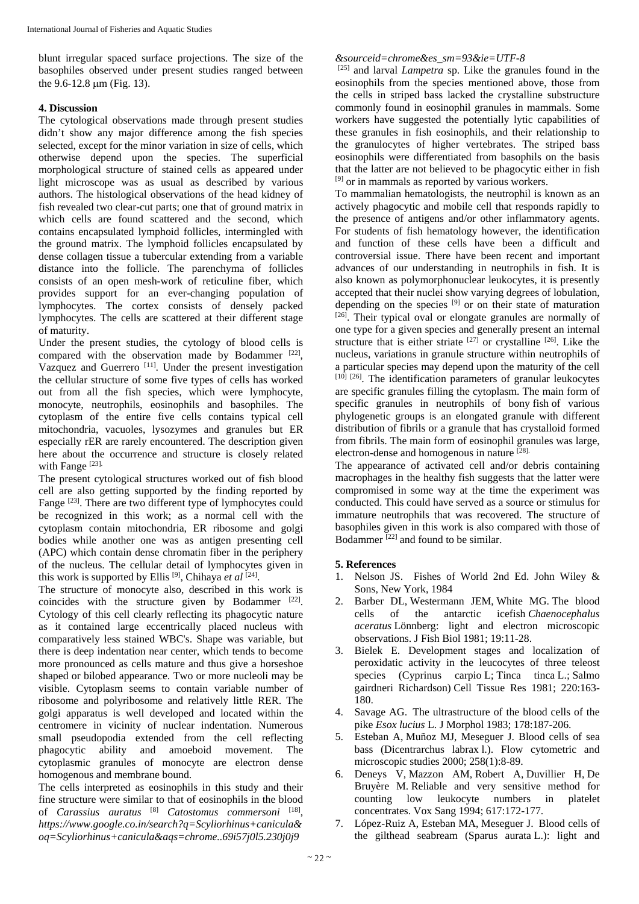blunt irregular spaced surface projections. The size of the basophiles observed under present studies ranged between the 9.6-12.8 μm (Fig. 13).

## 4. Discussion

The cytological observations made through present studies didn't show any major difference among the fish species selected, except for the minor variation in size of cells, which otherwise depend upon the species. The superficial morphological structure of stained cells as appeared under light microscope was as usual as described by various authors. The histological observations of the head kidney of fish revealed two clear-cut parts; one that of ground matrix in which cells are found scattered and the second, which contains encapsulated lymphoid follicles, intermingled with the ground matrix. The lymphoid follicles encapsulated by dense collagen tissue a tubercular extending from a variable distance into the follicle. The parenchyma of follicles consists of an open mesh-work of reticuline fiber, which provides support for an ever-changing population of lymphocytes. The cortex consists of densely packed lymphocytes. The cells are scattered at their different stage of maturity.

Under the present studies, the cytology of blood cells is compared with the observation made by Bodammer [22], Vazquez and Guerrero [11]. Under the present investigation the cellular structure of some five types of cells has worked out from all the fish species, which were lymphocyte, monocyte, neutrophils, eosinophils and basophiles. The cytoplasm of the entire five cells contains typical cell mitochondria, vacuoles, lysozymes and granules but ER especially rER are rarely encountered. The description given here about the occurrence and structure is closely related with Fange [23].

The present cytological structures worked out of fish blood cell are also getting supported by the finding reported by Fange [23]. There are two different type of lymphocytes could be recognized in this work; as a normal cell with the cytoplasm contain mitochondria, ER ribosome and golgi bodies while another one was as antigen presenting cell (APC) which contain dense chromatin fiber in the periphery of the nucleus. The cellular detail of lymphocytes given in this work is supported by Ellis [9], Chihaya *et al* [24].

The structure of monocyte also, described in this work is coincides with the structure given by Bodammer [22]. Cytology of this cell clearly reflecting its phagocytic nature as it contained large eccentrically placed nucleus with comparatively less stained WBC's. Shape was variable, but there is deep indentation near center, which tends to become more pronounced as cells mature and thus give a horseshoe shaped or bilobed appearance. Two or more nucleoli may be visible. Cytoplasm seems to contain variable number of ribosome and polyribosome and relatively little RER. The golgi apparatus is well developed and located within the centromere in vicinity of nuclear indentation. Numerous small pseudopodia extended from the cell reflecting phagocytic ability and amoeboid movement. The cytoplasmic granules of monocyte are electron dense homogenous and membrane bound.

The cells interpreted as eosinophils in this study and their fine structure were similar to that of eosinophils in the blood of *Carassius auratus* [8] *Catostomus commersoni* [18], *https://www.google.co.in/search?q=Scyliorhinus+canicula&oq=Scyliorhinus+canicula&aqs=chrome..69i57j0l5.230j0j9&sourceid=chrome&es_sm=93&ie=UTF-8* [25] and larval *Lampetra* sp. Like the granules found in the eosinophils from the species mentioned above, those from the cells in striped bass lacked the crystalline substructure commonly found in eosinophil granules in mammals. Some workers have suggested the potentially lytic capabilities of these granules in fish eosinophils, and their relationship to the granulocytes of higher vertebrates. The striped bass eosinophils were differentiated from basophils on the basis that the latter are not believed to be phagocytic either in fish [9] or in mammals as reported by various workers.

To mammalian hematologists, the neutrophil is known as an actively phagocytic and mobile cell that responds rapidly to the presence of antigens and/or other inflammatory agents. For students of fish hematology however, the identification and function of these cells have been a difficult and controversial issue. There have been recent and important advances of our understanding in neutrophils in fish. It is also known as polymorphonuclear leukocytes, it is presently accepted that their nuclei show varying degrees of lobulation, depending on the species [9] or on their state of maturation [26]. Their typical oval or elongate granules are normally of one type for a given species and generally present an internal structure that is either striate [27] or crystalline [26]. Like the nucleus, variations in granule structure within neutrophils of a particular species may depend upon the maturity of the cell [10] [26]. The identification parameters of granular leukocytes are specific granules filling the cytoplasm. The main form of specific granules in neutrophils of bony fish of various phylogenetic groups is an elongated granule with different distribution of fibrils or a granule that has crystalloid formed from fibrils. The main form of eosinophil granules was large, electron-dense and homogenous in nature [28].

The appearance of activated cell and/or debris containing macrophages in the healthy fish suggests that the latter were compromised in some way at the time the experiment was conducted. This could have served as a source or stimulus for immature neutrophils that was recovered. The structure of basophiles given in this work is also compared with those of Bodammer [22] and found to be similar.

## 5. References

1. Nelson JS. Fishes of World 2nd Ed. John Wiley & Sons, New York, 1984
2. Barber DL, Westermann JEM, White MG. The blood cells of the antarctic icefish *Chaenocephalus aceratus* Lönnberg: light and electron microscopic observations. J Fish Biol 1981; 19:11-28.
3. Bielek E. Development stages and localization of peroxidatic activity in the leucocytes of three teleost species (Cyprinus carpio L; Tinca tinca L.; Salmo gairdneri Richardson) Cell Tissue Res 1981; 220:163-180.
4. Savage AG. The ultrastructure of the blood cells of the pike *Esox lucius* L. J Morphol 1983; 178:187-206.
5. Esteban A, Muñoz MJ, Meseguer J. Blood cells of sea bass (Dicentrarchus labrax l.). Flow cytometric and microscopic studies 2000; 258(1):8-89.
6. Deneys V, Mazzon AM, Robert A, Duvillier H, De Bruyère M. Reliable and very sensitive method for counting low leukocyte numbers in platelet concentrates. Vox Sang 1994; 617:172-177.
7. López-Ruiz A, Esteban MA, Meseguer J. Blood cells of the gilthead seabream (Sparus aurata L.): light and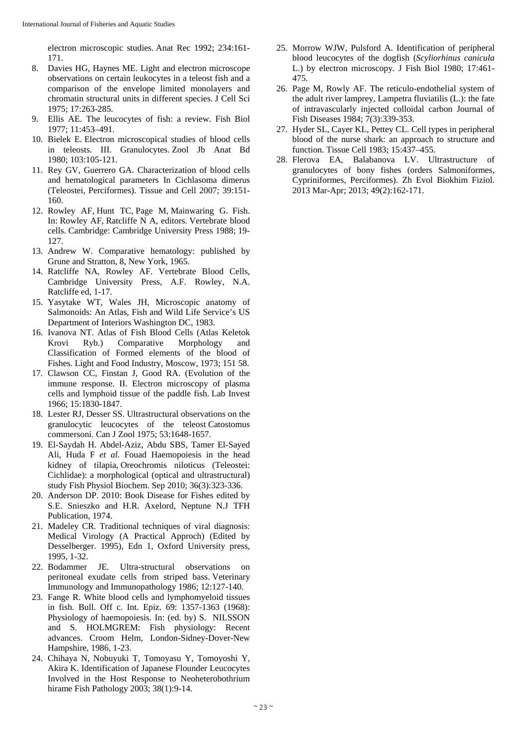electron microscopic studies. Anat Rec 1992; 234:161-171.

8. Davies HG, Haynes ME. Light and electron microscope observations on certain leukocytes in a teleost fish and a comparison of the envelope limited monolayers and chromatin structural units in different species. J Cell Sci 1975; 17:263-285.
9. Ellis AE. The leucocytes of fish: a review. Fish Biol 1977; 11:453–491.
10. Bielek E. Electron microscopical studies of blood cells in teleosts. III. Granulocytes. Zool Jb Anat Bd 1980; 103:105-121.
11. Rey GV, Guerrero GA. Characterization of blood cells and hematological parameters In Cichlasoma dimerus (Teleostei, Perciformes). Tissue and Cell 2007; 39:151-160.
12. Rowley AF, Hunt TC, Page M, Mainwaring G. Fish. In: Rowley AF, Ratcliffe N A, editors. Vertebrate blood cells. Cambridge: Cambridge University Press 1988; 19-127.
13. Andrew W. Comparative hematology: published by Grune and Stratton, 8, New York, 1965.
14. Ratcliffe NA, Rowley AF. Vertebrate Blood Cells, Cambridge University Press, A.F. Rowley, N.A. Ratcliffe ed, 1-17.
15. Yasytake WT, Wales JH, Microscopic anatomy of Salmonoids: An Atlas, Fish and Wild Life Service's US Department of Interiors Washington DC, 1983.
16. Ivanova NT. Atlas of Fish Blood Cells (Atlas Keletok Krovi Ryb.) Comparative Morphology and Classification of Formed elements of the blood of Fishes. Light and Food Industry, Moscow, 1973; 151 58.
17. Clawson CC, Finstan J, Good RA. (Evolution of the immune response. II. Electron microscopy of plasma cells and lymphoid tissue of the paddle fish. Lab Invest 1966; 15:1830-1847.
18. Lester RJ, Desser SS. Ultrastructural observations on the granulocytic leucocytes of the teleost Catostomus commersoni. Can J Zool 1975; 53:1648-1657.
19. El-Saydah H. Abdel-Aziz, Abdu SBS, Tamer El-Sayed Ali, Huda F *et al*. Fouad Haemopoiesis in the head kidney of tilapia, Oreochromis niloticus (Teleostei: Cichlidae): a morphological (optical and ultrastructural) study Fish Physiol Biochem. Sep 2010; 36(3):323-336.
20. Anderson DP. 2010: Book Disease for Fishes edited by S.E. Snieszko and H.R. Axelord, Neptune N.J TFH Publication, 1974.
21. Madeley CR. Traditional techniques of viral diagnosis: Medical Virology (A Practical Approch) (Edited by Desselberger. 1995), Edn 1, Oxford University press, 1995, 1-32.
22. Bodammer JE. Ultra-structural observations on peritoneal exudate cells from striped bass. Veterinary Immunology and Immunopathology 1986; 12:127-140.
23. Fange R. White blood cells and lymphomyeloid tissues in fish. Bull. Off c. Int. Epiz. 69: 1357-1363 (1968): Physiology of haemopoiesis. In: (ed. by) S. NILSSON and S. HOLMGREM: Fish physiology: Recent advances. Croom Helm, London-Sidney-Dover-New Hampshire, 1986, 1-23.
24. Chihaya N, Nobuyuki T, Tomoyasu Y, Tomoyoshi Y, Akira K. Identification of Japanese Flounder Leucocytes Involved in the Host Response to Neoheterobothrium hirame Fish Pathology 2003; 38(1):9-14.
25. Morrow WJW, Pulsford A. Identification of peripheral blood leucocytes of the dogfish (*Scyliorhinus canicula* L.) by electron microscopy. J Fish Biol 1980; 17:461-475.
26. Page M, Rowly AF. The reticulo-endothelial system of the adult river lamprey, Lampetra fluviatilis (L.): the fate of intravascularly injected colloidal carbon Journal of Fish Diseases 1984; 7(3):339-353.
27. Hyder SL, Cayer KL, Pettey CL. Cell types in peripheral blood of the nurse shark: an approach to structure and function. Tissue Cell 1983; 15:437–455.
28. Flerova EA, Balabanova LV. Ultrastructure of granulocytes of bony fishes (orders Salmoniformes, Cypriniformes, Perciformes). Zh Evol Biokhim Fiziol. 2013 Mar-Apr; 2013; 49(2):162-171.